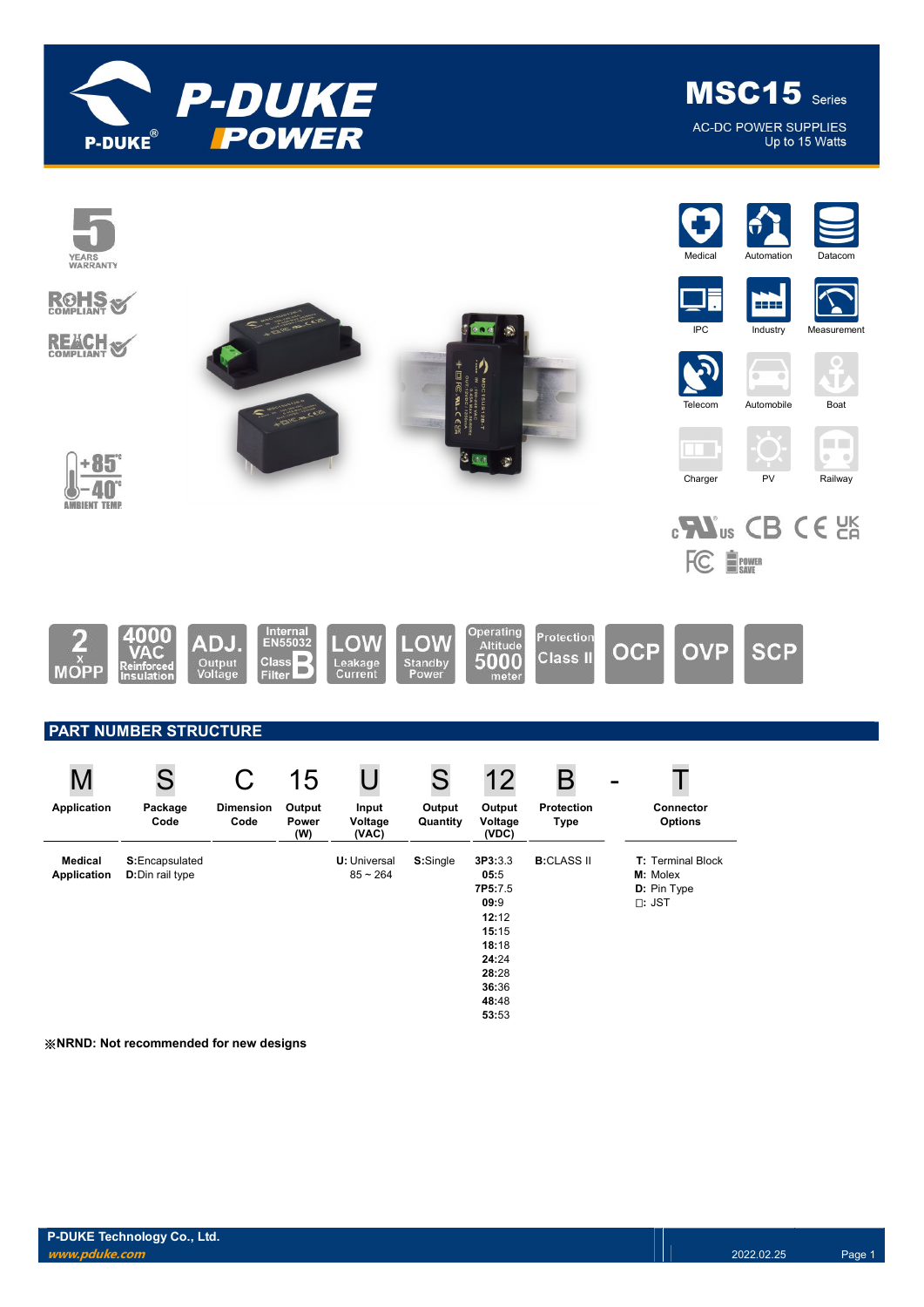# MSC15 Series

AC-DC POWER SUPPLIES
Up to 15 Watts

5 YEARS WARRANTY

RoHS COMPLIANT

REACH COMPLIANT

+85°C -40°C AMBIENT TEMP

Medical | Automation | Datacom | IPC | Industry | Measurement | Telecom | Automobile | Boat | Charger | PV | Railway

2 x MOPP | 4000 VAC Reinforced Insulation | ADJ. Output Voltage | Internal EN55032 Class B Filter | LOW Leakage Current | LOW Standby Power | Operating Altitude 5000 meter | Protection Class II | OCP | OVP | SCP

## PART NUMBER STRUCTURE

| M | S | C | 15 | U | S | 12 | B | - | T |
|---|---|---|---|---|---|---|---|---|---|
| Application | Package Code | Dimension Code | Output Power (W) | Input Voltage (VAC) | Output Quantity | Output Voltage (VDC) | Protection Type | | Connector Options |
| **Medical Application** | **S:** Encapsulated<br>**D:** Din rail type | | | **U:** Universal<br>85 ~ 264 | **S:** Single | **3P3:** 3.3<br>**05:** 5<br>**7P5:** 7.5<br>**09:** 9<br>**12:** 12<br>**15:** 15<br>**18:** 18<br>**24:** 24<br>**28:** 28<br>**36:** 36<br>**48:** 48<br>**53:** 53 | **B:** CLASS II | | **T:** Terminal Block<br>**M:** Molex<br>**D:** Pin Type<br>□: JST |

**※NRND: Not recommended for new designs**

P-DUKE Technology Co., Ltd.
*www.pduke.com*

2022.02.25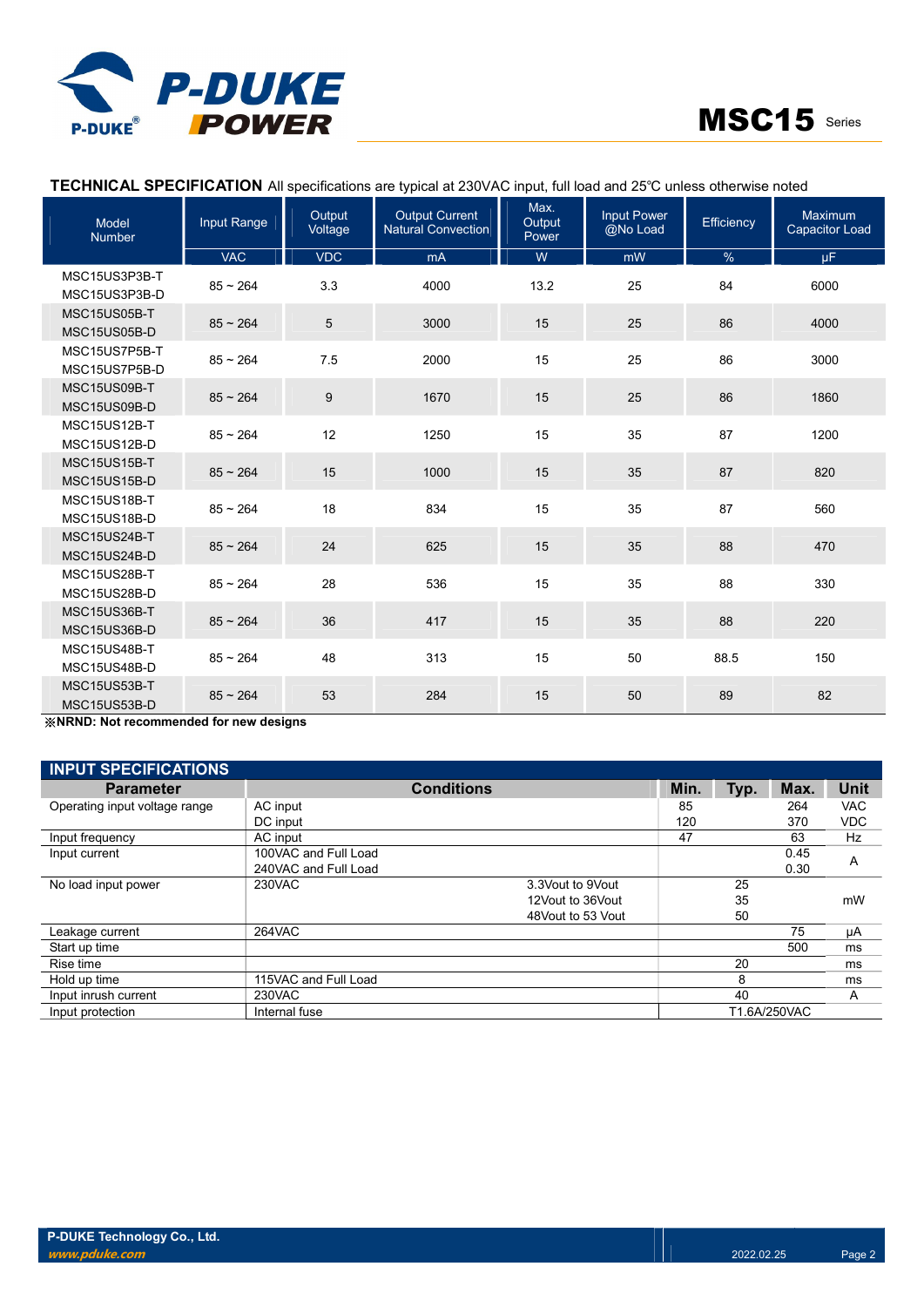## TECHNICAL SPECIFICATION

All specifications are typical at 230VAC input, full load and 25℃ unless otherwise noted

| Model Number | Input Range | Output Voltage | Output Current Natural Convection | Max. Output Power | Input Power @No Load | Efficiency | Maximum Capacitor Load |
|---|---|---|---|---|---|---|---|
| | VAC | VDC | mA | W | mW | % | μF |
| MSC15US3P3B-T<br>MSC15US3P3B-D | 85 ~ 264 | 3.3 | 4000 | 13.2 | 25 | 84 | 6000 |
| MSC15US05B-T<br>MSC15US05B-D | 85 ~ 264 | 5 | 3000 | 15 | 25 | 86 | 4000 |
| MSC15US7P5B-T<br>MSC15US7P5B-D | 85 ~ 264 | 7.5 | 2000 | 15 | 25 | 86 | 3000 |
| MSC15US09B-T<br>MSC15US09B-D | 85 ~ 264 | 9 | 1670 | 15 | 25 | 86 | 1860 |
| MSC15US12B-T<br>MSC15US12B-D | 85 ~ 264 | 12 | 1250 | 15 | 35 | 87 | 1200 |
| MSC15US15B-T<br>MSC15US15B-D | 85 ~ 264 | 15 | 1000 | 15 | 35 | 87 | 820 |
| MSC15US18B-T<br>MSC15US18B-D | 85 ~ 264 | 18 | 834 | 15 | 35 | 87 | 560 |
| MSC15US24B-T<br>MSC15US24B-D | 85 ~ 264 | 24 | 625 | 15 | 35 | 88 | 470 |
| MSC15US28B-T<br>MSC15US28B-D | 85 ~ 264 | 28 | 536 | 15 | 35 | 88 | 330 |
| MSC15US36B-T<br>MSC15US36B-D | 85 ~ 264 | 36 | 417 | 15 | 35 | 88 | 220 |
| MSC15US48B-T<br>MSC15US48B-D | 85 ~ 264 | 48 | 313 | 15 | 50 | 88.5 | 150 |
| MSC15US53B-T<br>MSC15US53B-D | 85 ~ 264 | 53 | 284 | 15 | 50 | 89 | 82 |

**※NRND: Not recommended for new designs**

## INPUT SPECIFICATIONS

| Parameter | Conditions | | Min. | Typ. | Max. | Unit |
|---|---|---|---|---|---|---|
| Operating input voltage range | AC input | | 85 | | 264 | VAC |
| | DC input | | 120 | | 370 | VDC |
| Input frequency | AC input | | 47 | | 63 | Hz |
| Input current | 100VAC and Full Load | | | | 0.45 | A |
| | 240VAC and Full Load | | | | 0.30 | |
| No load input power | 230VAC | 3.3Vout to 9Vout | | 25 | | mW |
| | | 12Vout to 36Vout | | 35 | | |
| | | 48Vout to 53 Vout | | 50 | | |
| Leakage current | 264VAC | | | | 75 | μA |
| Start up time | | | | | 500 | ms |
| Rise time | | | | 20 | | ms |
| Hold up time | 115VAC and Full Load | | | 8 | | ms |
| Input inrush current | 230VAC | | | 40 | | A |
| Input protection | Internal fuse | | | T1.6A/250VAC | | |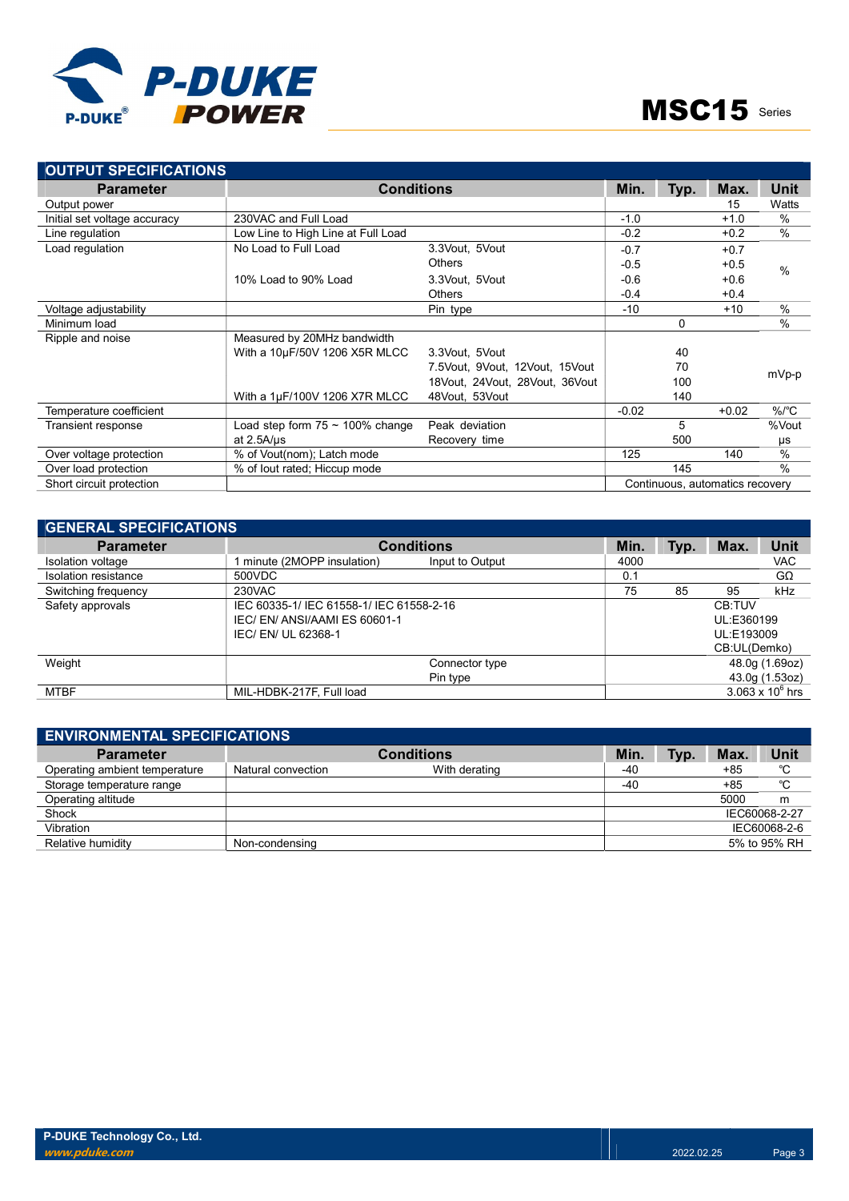## OUTPUT SPECIFICATIONS

| Parameter | Conditions | | Min. | Typ. | Max. | Unit |
|---|---|---|---|---|---|---|
| Output power | | | | | 15 | Watts |
| Initial set voltage accuracy | 230VAC and Full Load | | -1.0 | | +1.0 | % |
| Line regulation | Low Line to High Line at Full Load | | -0.2 | | +0.2 | % |
| Load regulation | No Load to Full Load | 3.3Vout, 5Vout | -0.7 | | +0.7 | % |
| | | Others | -0.5 | | +0.5 | |
| | 10% Load to 90% Load | 3.3Vout, 5Vout | -0.6 | | +0.6 | |
| | | Others | -0.4 | | +0.4 | |
| Voltage adjustability | | Pin type | -10 | | +10 | % |
| Minimum load | | | | 0 | | % |
| Ripple and noise | Measured by 20MHz bandwidth | | | | | mVp-p |
| | With a 10µF/50V 1206 X5R MLCC | 3.3Vout, 5Vout | | 40 | | |
| | | 7.5Vout, 9Vout, 12Vout, 15Vout | | 70 | | |
| | | 18Vout, 24Vout, 28Vout, 36Vout | | 100 | | |
| | With a 1µF/100V 1206 X7R MLCC | 48Vout, 53Vout | | 140 | | |
| Temperature coefficient | | | -0.02 | | +0.02 | %/℃ |
| Transient response | Load step form 75 ~ 100% change | Peak deviation | | 5 | | %Vout |
| | at 2.5A/µs | Recovery time | | 500 | | µs |
| Over voltage protection | % of Vout(nom); Latch mode | | 125 | | 140 | % |
| Over load protection | % of Iout rated; Hiccup mode | | | 145 | | % |
| Short circuit protection | | | Continuous, automatics recovery | | | |

## GENERAL SPECIFICATIONS

| Parameter | Conditions | | Min. | Typ. | Max. | Unit |
|---|---|---|---|---|---|---|
| Isolation voltage | 1 minute (2MOPP insulation) | Input to Output | 4000 | | | VAC |
| Isolation resistance | 500VDC | | 0.1 | | | GΩ |
| Switching frequency | 230VAC | | 75 | 85 | 95 | kHz |
| Safety approvals | IEC 60335-1/ IEC 61558-1/ IEC 61558-2-16<br>IEC/ EN/ ANSI/AAMI ES 60601-1<br>IEC/ EN/ UL 62368-1 | | CB:TUV<br>UL:E360199<br>UL:E193009<br>CB:UL(Demko) | | | |
| Weight | | Connector type | 48.0g (1.69oz) | | | |
| | | Pin type | 43.0g (1.53oz) | | | |
| MTBF | MIL-HDBK-217F, Full load | | $3.063 \times 10^{6}$ hrs | | | |

## ENVIRONMENTAL SPECIFICATIONS

| Parameter | Conditions | | Min. | Typ. | Max. | Unit |
|---|---|---|---|---|---|---|
| Operating ambient temperature | Natural convection | With derating | -40 | | +85 | ℃ |
| Storage temperature range | | | -40 | | +85 | ℃ |
| Operating altitude | | | | | 5000 | m |
| Shock | | | IEC60068-2-27 | | | |
| Vibration | | | IEC60068-2-6 | | | |
| Relative humidity | Non-condensing | | 5% to 95% RH | | | |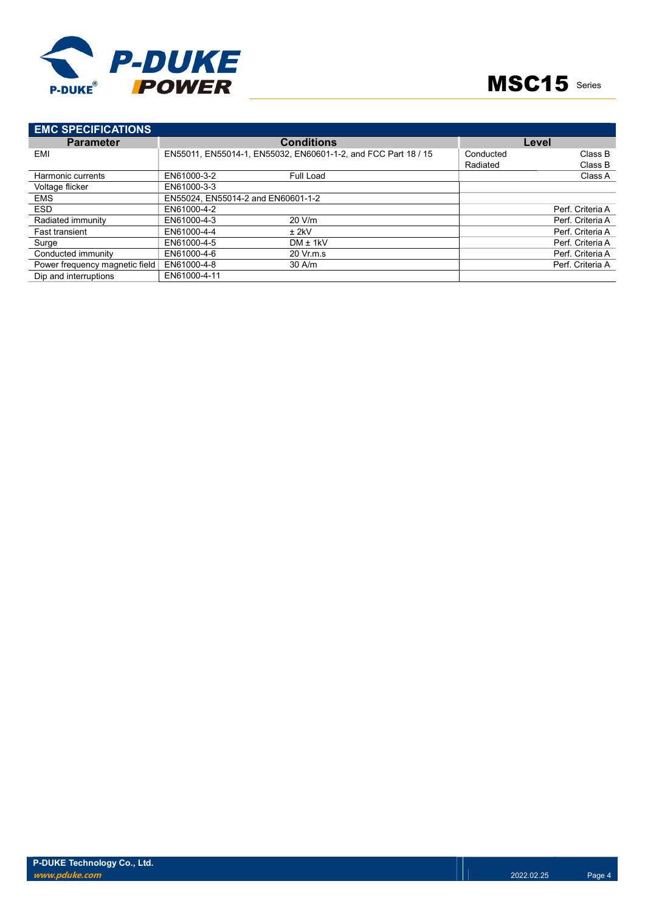## EMC SPECIFICATIONS

| Parameter | Conditions | | Level | |
|---|---|---|---|---|
| EMI | EN55011, EN55014-1, EN55032, EN60601-1-2, and FCC Part 18 / 15 | | Conducted | Class B |
| | | | Radiated | Class B |
| Harmonic currents | EN61000-3-2 | Full Load | | Class A |
| Voltage flicker | EN61000-3-3 | | | |
| EMS | EN55024, EN55014-2 and EN60601-1-2 | | | |
| ESD | EN61000-4-2 | | | Perf. Criteria A |
| Radiated immunity | EN61000-4-3 | 20 V/m | | Perf. Criteria A |
| Fast transient | EN61000-4-4 | ± 2kV | | Perf. Criteria A |
| Surge | EN61000-4-5 | DM ± 1kV | | Perf. Criteria A |
| Conducted immunity | EN61000-4-6 | 20 Vr.m.s | | Perf. Criteria A |
| Power frequency magnetic field | EN61000-4-8 | 30 A/m | | Perf. Criteria A |
| Dip and interruptions | EN61000-4-11 | | | |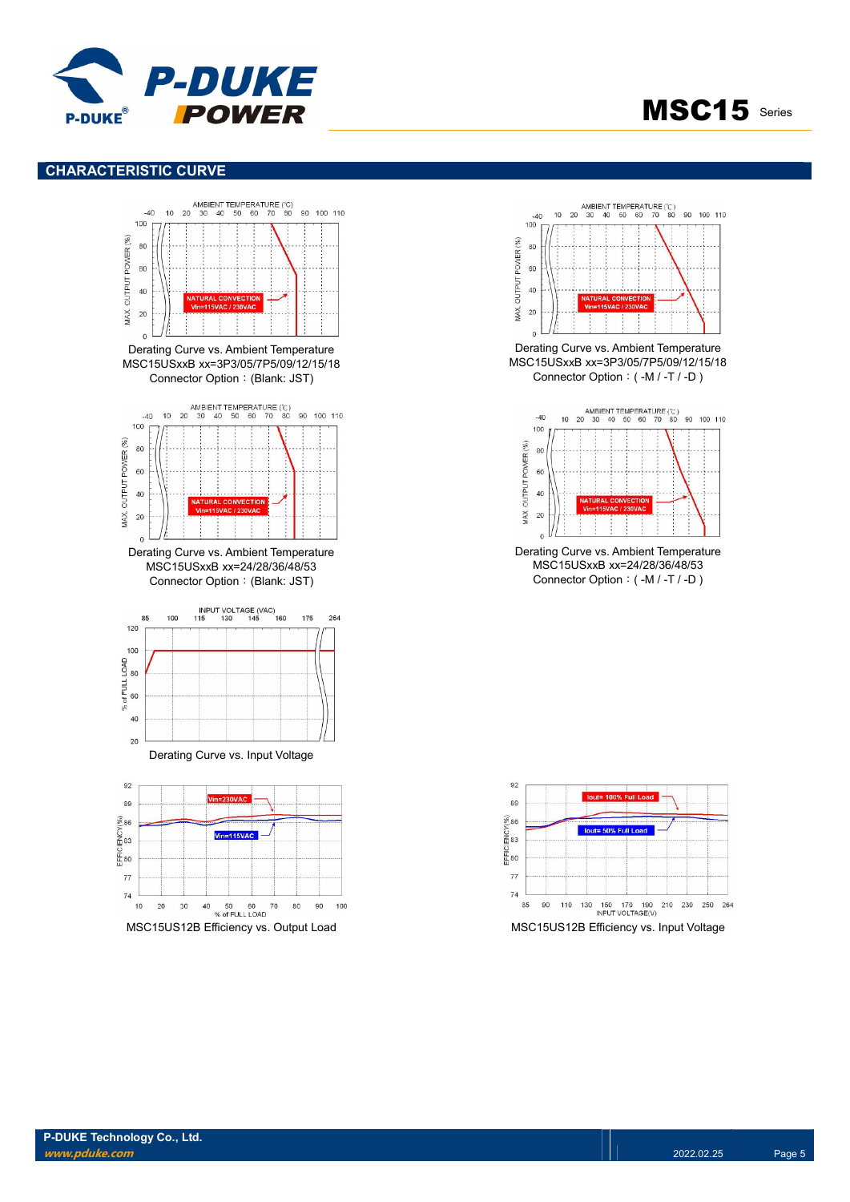## CHARACTERISTIC CURVE

Derating Curve vs. Ambient Temperature
MSC15USxxB xx=3P3/05/7P5/09/12/15/18
Connector Option：(Blank: JST)

Derating Curve vs. Ambient Temperature
MSC15USxxB xx=3P3/05/7P5/09/12/15/18
Connector Option：( -M / -T / -D )

Derating Curve vs. Ambient Temperature
MSC15USxxB xx=24/28/36/48/53
Connector Option：(Blank: JST)

Derating Curve vs. Ambient Temperature
MSC15USxxB xx=24/28/36/48/53
Connector Option：( -M / -T / -D )

Derating Curve vs. Input Voltage

MSC15US12B Efficiency vs. Output Load

MSC15US12B Efficiency vs. Input Voltage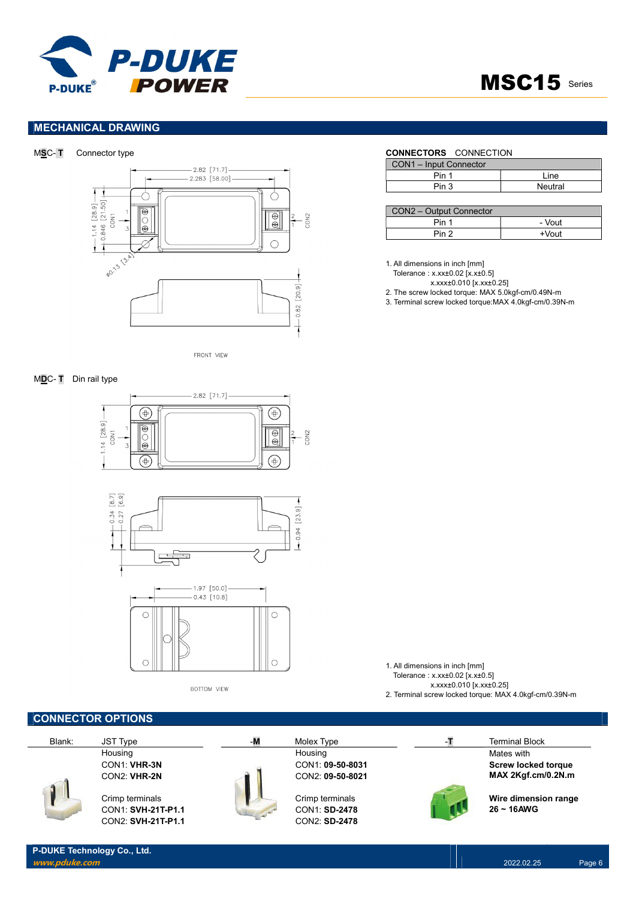## MECHANICAL DRAWING

MSC- T Connector type

2.82 [71.7]
2.283 [58.00]
1.14 [28.9]
0.846 [21.50]
CON1
CON2
ø0.13 [3.4]
0.82 [20.9]

FRONT VIEW

**CONNECTORS** CONNECTION

| CON1 – Input Connector | |
|---|---|
| Pin 1 | Line |
| Pin 3 | Neutral |

| CON2 – Output Connector | |
|---|---|
| Pin 1 | - Vout |
| Pin 2 | +Vout |

1. All dimensions in inch [mm]
   Tolerance : x.xx±0.02 [x.x±0.5]
   x.xxx±0.010 [x.xx±0.25]
2. The screw locked torque: MAX 5.0kgf-cm/0.49N-m
3. Terminal screw locked torque:MAX 4.0kgf-cm/0.39N-m

MDC- T Din rail type

2.82 [71.7]
1.14 [28.9]
CON1
CON2
0.34 [8.7]
0.27 [6.9]
0.94 [23.9]
1.97 [50.0]
0.43 [10.8]

BOTTOM VIEW

1. All dimensions in inch [mm]
   Tolerance : x.xx±0.02 [x.x±0.5]
   x.xxx±0.010 [x.xx±0.25]
2. Terminal screw locked torque: MAX 4.0kgf-cm/0.39N-m

## CONNECTOR OPTIONS

| Blank: | JST Type | -M | Molex Type | -T | Terminal Block |
|---|---|---|---|---|---|
| | Housing<br>CON1: **VHR-3N**<br>CON2: **VHR-2N** | | Housing<br>CON1: **09-50-8031**<br>CON2: **09-50-8021** | | Mates with<br>**Screw locked torque**<br>**MAX 2Kgf.cm/0.2N.m** |
| | Crimp terminals<br>CON1: **SVH-21T-P1.1**<br>CON2: **SVH-21T-P1.1** | | Crimp terminals<br>CON1: **SD-2478**<br>CON2: **SD-2478** | | **Wire dimension range**<br>**26 ~ 16AWG** |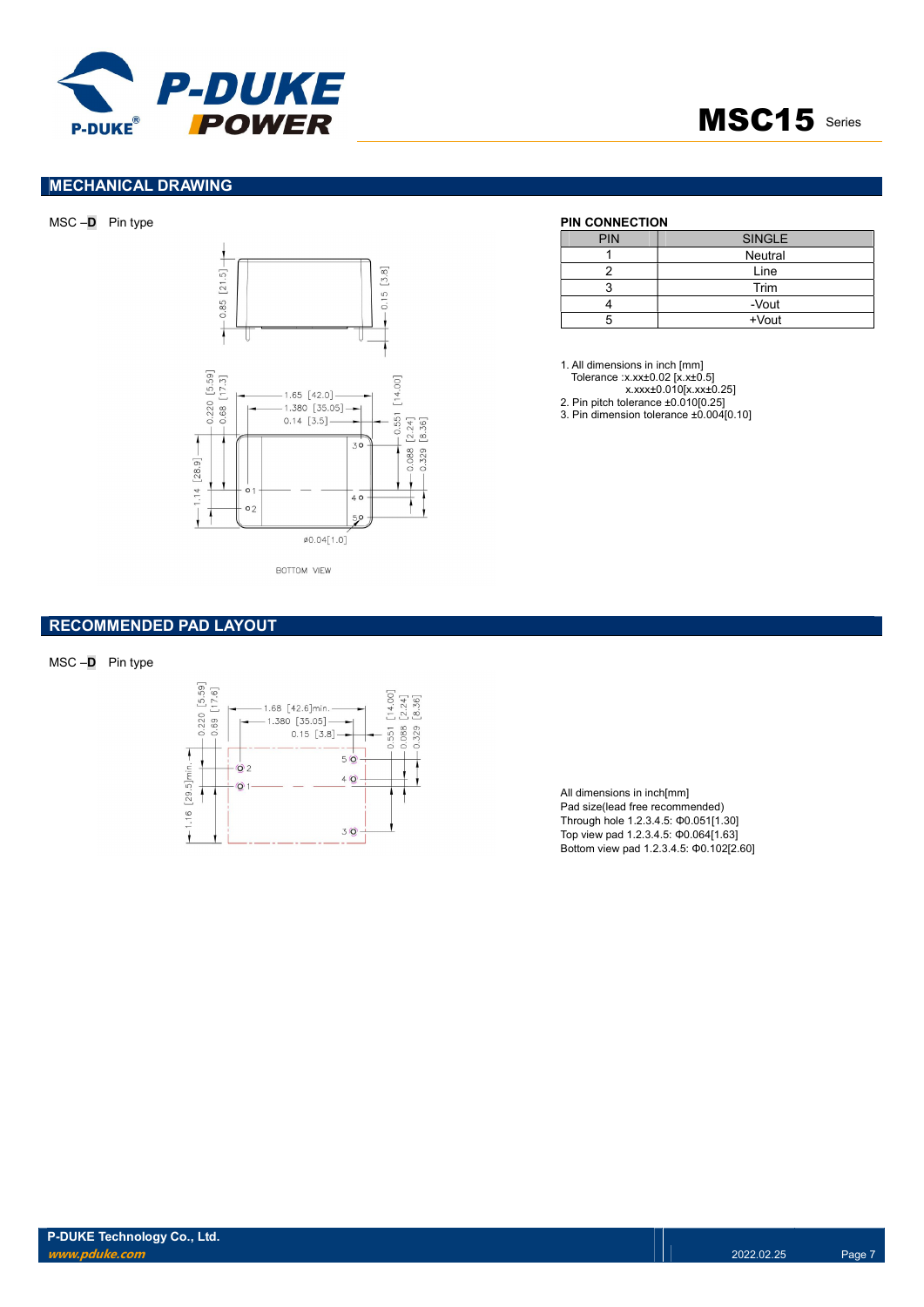## MECHANICAL DRAWING

MSC –**D** Pin type

BOTTOM VIEW

**PIN CONNECTION**

| PIN | SINGLE |
|---|---|
| 1 | Neutral |
| 2 | Line |
| 3 | Trim |
| 4 | -Vout |
| 5 | +Vout |

1. All dimensions in inch [mm]
   Tolerance :x.xx±0.02 [x.x±0.5]
   x.xxx±0.010[x.xx±0.25]
2. Pin pitch tolerance ±0.010[0.25]
3. Pin dimension tolerance ±0.004[0.10]

## RECOMMENDED PAD LAYOUT

MSC –**D** Pin type

All dimensions in inch[mm]
Pad size(lead free recommended)
Through hole 1.2.3.4.5: Φ0.051[1.30]
Top view pad 1.2.3.4.5: Φ0.064[1.63]
Bottom view pad 1.2.3.4.5: Φ0.102[2.60]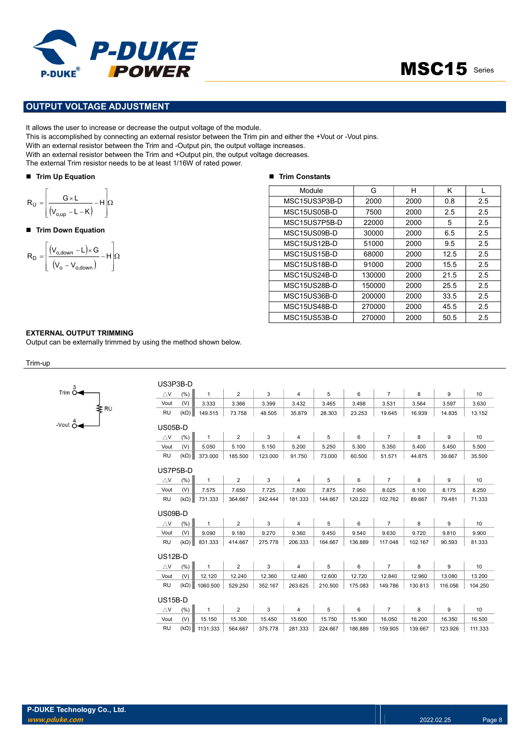## OUTPUT VOLTAGE ADJUSTMENT

It allows the user to increase or decrease the output voltage of the module.
This is accomplished by connecting an external resistor between the Trim pin and either the +Vout or -Vout pins.
With an external resistor between the Trim and -Output pin, the output voltage increases.
With an external resistor between the Trim and +Output pin, the output voltage decreases.
The external Trim resistor needs to be at least 1/16W of rated power.

- **Trim Up Equation**

$$R_U = \left[ \frac{G \times L}{\left(V_{o,up} - L - K\right)} - H \right] \Omega$$

- **Trim Down Equation**

$$R_D = \left[ \frac{\left(V_{o,down} - L\right) \times G}{\left(V_o - V_{o,down}\right)} - H \right] \Omega$$

- **Trim Constants**

| Module | G | H | K | L |
|---|---|---|---|---|
| MSC15US3P3B-D | 2000 | 2000 | 0.8 | 2.5 |
| MSC15US05B-D | 7500 | 2000 | 2.5 | 2.5 |
| MSC15US7P5B-D | 22000 | 2000 | 5 | 2.5 |
| MSC15US09B-D | 30000 | 2000 | 6.5 | 2.5 |
| MSC15US12B-D | 51000 | 2000 | 9.5 | 2.5 |
| MSC15US15B-D | 68000 | 2000 | 12.5 | 2.5 |
| MSC15US18B-D | 91000 | 2000 | 15.5 | 2.5 |
| MSC15US24B-D | 130000 | 2000 | 21.5 | 2.5 |
| MSC15US28B-D | 150000 | 2000 | 25.5 | 2.5 |
| MSC15US36B-D | 200000 | 2000 | 33.5 | 2.5 |
| MSC15US48B-D | 270000 | 2000 | 45.5 | 2.5 |
| MSC15US53B-D | 270000 | 2000 | 50.5 | 2.5 |

**EXTERNAL OUTPUT TRIMMING**

Output can be externally trimmed by using the method shown below.

Trim-up

Trim (3) — RU — -Vout (4)

US3P3B-D

| △V (%) | 1 | 2 | 3 | 4 | 5 | 6 | 7 | 8 | 9 | 10 |
|---|---|---|---|---|---|---|---|---|---|---|
| Vout (V) | 3.333 | 3.366 | 3.399 | 3.432 | 3.465 | 3.498 | 3.531 | 3.564 | 3.597 | 3.630 |
| RU (kΩ) | 149.515 | 73.758 | 48.505 | 35.879 | 28.303 | 23.253 | 19.645 | 16.939 | 14.835 | 13.152 |

US05B-D

| △V (%) | 1 | 2 | 3 | 4 | 5 | 6 | 7 | 8 | 9 | 10 |
|---|---|---|---|---|---|---|---|---|---|---|
| Vout (V) | 5.050 | 5.100 | 5.150 | 5.200 | 5.250 | 5.300 | 5.350 | 5.400 | 5.450 | 5.500 |
| RU (kΩ) | 373.000 | 185.500 | 123.000 | 91.750 | 73.000 | 60.500 | 51.571 | 44.875 | 39.667 | 35.500 |

US7P5B-D

| △V (%) | 1 | 2 | 3 | 4 | 5 | 6 | 7 | 8 | 9 | 10 |
|---|---|---|---|---|---|---|---|---|---|---|
| Vout (V) | 7.575 | 7.650 | 7.725 | 7.800 | 7.875 | 7.950 | 8.025 | 8.100 | 8.175 | 8.250 |
| RU (kΩ) | 731.333 | 364.667 | 242.444 | 181.333 | 144.667 | 120.222 | 102.762 | 89.667 | 79.481 | 71.333 |

US09B-D

| △V (%) | 1 | 2 | 3 | 4 | 5 | 6 | 7 | 8 | 9 | 10 |
|---|---|---|---|---|---|---|---|---|---|---|
| Vout (V) | 9.090 | 9.180 | 9.270 | 9.360 | 9.450 | 9.540 | 9.630 | 9.720 | 9.810 | 9.900 |
| RU (kΩ) | 831.333 | 414.667 | 275.778 | 206.333 | 164.667 | 136.889 | 117.048 | 102.167 | 90.593 | 81.333 |

US12B-D

| △V (%) | 1 | 2 | 3 | 4 | 5 | 6 | 7 | 8 | 9 | 10 |
|---|---|---|---|---|---|---|---|---|---|---|
| Vout (V) | 12.120 | 12.240 | 12.360 | 12.480 | 12.600 | 12.720 | 12.840 | 12.960 | 13.080 | 13.200 |
| RU (kΩ) | 1060.500 | 529.250 | 352.167 | 263.625 | 210.500 | 175.083 | 149.786 | 130.813 | 116.056 | 104.250 |

US15B-D

| △V (%) | 1 | 2 | 3 | 4 | 5 | 6 | 7 | 8 | 9 | 10 |
|---|---|---|---|---|---|---|---|---|---|---|
| Vout (V) | 15.150 | 15.300 | 15.450 | 15.600 | 15.750 | 15.900 | 16.050 | 16.200 | 16.350 | 16.500 |
| RU (kΩ) | 1131.333 | 564.667 | 375.778 | 281.333 | 224.667 | 186.889 | 159.905 | 139.667 | 123.926 | 111.333 |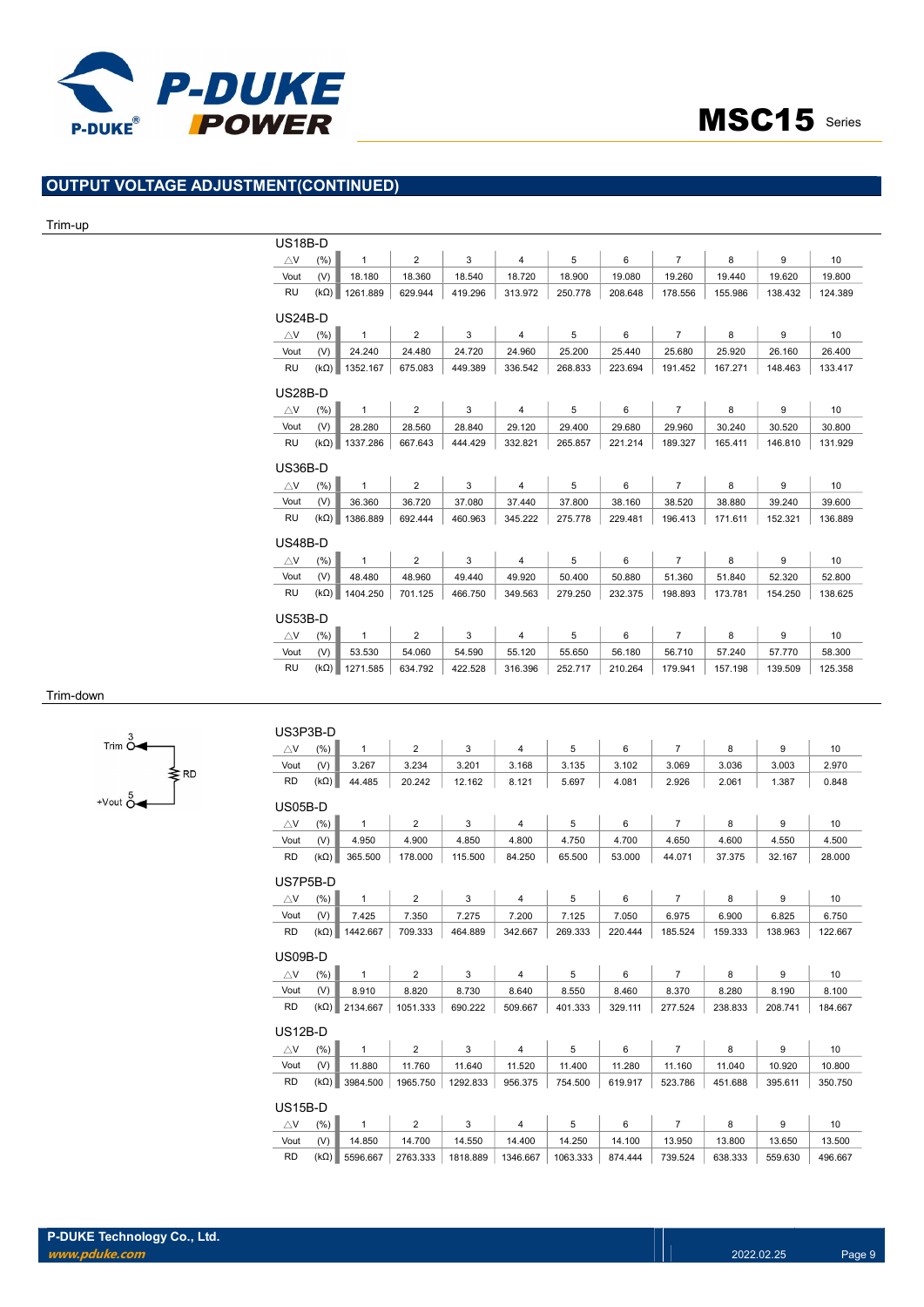## OUTPUT VOLTAGE ADJUSTMENT(CONTINUED)

### Trim-up

US18B-D

| △V (%) | 1 | 2 | 3 | 4 | 5 | 6 | 7 | 8 | 9 | 10 |
|---|---|---|---|---|---|---|---|---|---|---|
| Vout (V) | 18.180 | 18.360 | 18.540 | 18.720 | 18.900 | 19.080 | 19.260 | 19.440 | 19.620 | 19.800 |
| RU (kΩ) | 1261.889 | 629.944 | 419.296 | 313.972 | 250.778 | 208.648 | 178.556 | 155.986 | 138.432 | 124.389 |

US24B-D

| △V (%) | 1 | 2 | 3 | 4 | 5 | 6 | 7 | 8 | 9 | 10 |
|---|---|---|---|---|---|---|---|---|---|---|
| Vout (V) | 24.240 | 24.480 | 24.720 | 24.960 | 25.200 | 25.440 | 25.680 | 25.920 | 26.160 | 26.400 |
| RU (kΩ) | 1352.167 | 675.083 | 449.389 | 336.542 | 268.833 | 223.694 | 191.452 | 167.271 | 148.463 | 133.417 |

US28B-D

| △V (%) | 1 | 2 | 3 | 4 | 5 | 6 | 7 | 8 | 9 | 10 |
|---|---|---|---|---|---|---|---|---|---|---|
| Vout (V) | 28.280 | 28.560 | 28.840 | 29.120 | 29.400 | 29.680 | 29.960 | 30.240 | 30.520 | 30.800 |
| RU (kΩ) | 1337.286 | 667.643 | 444.429 | 332.821 | 265.857 | 221.214 | 189.327 | 165.411 | 146.810 | 131.929 |

US36B-D

| △V (%) | 1 | 2 | 3 | 4 | 5 | 6 | 7 | 8 | 9 | 10 |
|---|---|---|---|---|---|---|---|---|---|---|
| Vout (V) | 36.360 | 36.720 | 37.080 | 37.440 | 37.800 | 38.160 | 38.520 | 38.880 | 39.240 | 39.600 |
| RU (kΩ) | 1386.889 | 692.444 | 460.963 | 345.222 | 275.778 | 229.481 | 196.413 | 171.611 | 152.321 | 136.889 |

US48B-D

| △V (%) | 1 | 2 | 3 | 4 | 5 | 6 | 7 | 8 | 9 | 10 |
|---|---|---|---|---|---|---|---|---|---|---|
| Vout (V) | 48.480 | 48.960 | 49.440 | 49.920 | 50.400 | 50.880 | 51.360 | 51.840 | 52.320 | 52.800 |
| RU (kΩ) | 1404.250 | 701.125 | 466.750 | 349.563 | 279.250 | 232.375 | 198.893 | 173.781 | 154.250 | 138.625 |

US53B-D

| △V (%) | 1 | 2 | 3 | 4 | 5 | 6 | 7 | 8 | 9 | 10 |
|---|---|---|---|---|---|---|---|---|---|---|
| Vout (V) | 53.530 | 54.060 | 54.590 | 55.120 | 55.650 | 56.180 | 56.710 | 57.240 | 57.770 | 58.300 |
| RU (kΩ) | 1271.585 | 634.792 | 422.528 | 316.396 | 252.717 | 210.264 | 179.941 | 157.198 | 139.509 | 125.358 |

### Trim-down

Trim 3 — RD — +Vout 5

US3P3B-D

| △V (%) | 1 | 2 | 3 | 4 | 5 | 6 | 7 | 8 | 9 | 10 |
|---|---|---|---|---|---|---|---|---|---|---|
| Vout (V) | 3.267 | 3.234 | 3.201 | 3.168 | 3.135 | 3.102 | 3.069 | 3.036 | 3.003 | 2.970 |
| RD (kΩ) | 44.485 | 20.242 | 12.162 | 8.121 | 5.697 | 4.081 | 2.926 | 2.061 | 1.387 | 0.848 |

US05B-D

| △V (%) | 1 | 2 | 3 | 4 | 5 | 6 | 7 | 8 | 9 | 10 |
|---|---|---|---|---|---|---|---|---|---|---|
| Vout (V) | 4.950 | 4.900 | 4.850 | 4.800 | 4.750 | 4.700 | 4.650 | 4.600 | 4.550 | 4.500 |
| RD (kΩ) | 365.500 | 178.000 | 115.500 | 84.250 | 65.500 | 53.000 | 44.071 | 37.375 | 32.167 | 28.000 |

US7P5B-D

| △V (%) | 1 | 2 | 3 | 4 | 5 | 6 | 7 | 8 | 9 | 10 |
|---|---|---|---|---|---|---|---|---|---|---|
| Vout (V) | 7.425 | 7.350 | 7.275 | 7.200 | 7.125 | 7.050 | 6.975 | 6.900 | 6.825 | 6.750 |
| RD (kΩ) | 1442.667 | 709.333 | 464.889 | 342.667 | 269.333 | 220.444 | 185.524 | 159.333 | 138.963 | 122.667 |

US09B-D

| △V (%) | 1 | 2 | 3 | 4 | 5 | 6 | 7 | 8 | 9 | 10 |
|---|---|---|---|---|---|---|---|---|---|---|
| Vout (V) | 8.910 | 8.820 | 8.730 | 8.640 | 8.550 | 8.460 | 8.370 | 8.280 | 8.190 | 8.100 |
| RD (kΩ) | 2134.667 | 1051.333 | 690.222 | 509.667 | 401.333 | 329.111 | 277.524 | 238.833 | 208.741 | 184.667 |

US12B-D

| △V (%) | 1 | 2 | 3 | 4 | 5 | 6 | 7 | 8 | 9 | 10 |
|---|---|---|---|---|---|---|---|---|---|---|
| Vout (V) | 11.880 | 11.760 | 11.640 | 11.520 | 11.400 | 11.280 | 11.160 | 11.040 | 10.920 | 10.800 |
| RD (kΩ) | 3984.500 | 1965.750 | 1292.833 | 956.375 | 754.500 | 619.917 | 523.786 | 451.688 | 395.611 | 350.750 |

US15B-D

| △V (%) | 1 | 2 | 3 | 4 | 5 | 6 | 7 | 8 | 9 | 10 |
|---|---|---|---|---|---|---|---|---|---|---|
| Vout (V) | 14.850 | 14.700 | 14.550 | 14.400 | 14.250 | 14.100 | 13.950 | 13.800 | 13.650 | 13.500 |
| RD (kΩ) | 5596.667 | 2763.333 | 1818.889 | 1346.667 | 1063.333 | 874.444 | 739.524 | 638.333 | 559.630 | 496.667 |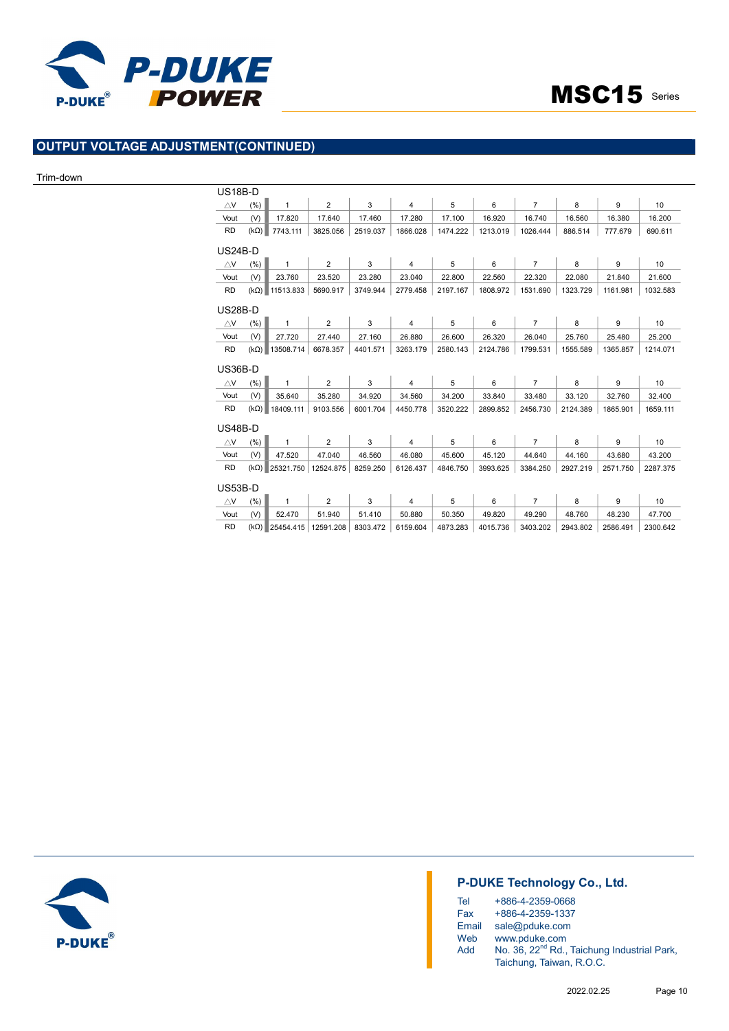## OUTPUT VOLTAGE ADJUSTMENT(CONTINUED)

Trim-down

US18B-D

| △V | (%) | 1 | 2 | 3 | 4 | 5 | 6 | 7 | 8 | 9 | 10 |
|---|---|---|---|---|---|---|---|---|---|---|---|
| Vout | (V) | 17.820 | 17.640 | 17.460 | 17.280 | 17.100 | 16.920 | 16.740 | 16.560 | 16.380 | 16.200 |
| RD | (kΩ) | 7743.111 | 3825.056 | 2519.037 | 1866.028 | 1474.222 | 1213.019 | 1026.444 | 886.514 | 777.679 | 690.611 |

US24B-D

| △V | (%) | 1 | 2 | 3 | 4 | 5 | 6 | 7 | 8 | 9 | 10 |
|---|---|---|---|---|---|---|---|---|---|---|---|
| Vout | (V) | 23.760 | 23.520 | 23.280 | 23.040 | 22.800 | 22.560 | 22.320 | 22.080 | 21.840 | 21.600 |
| RD | (kΩ) | 11513.833 | 5690.917 | 3749.944 | 2779.458 | 2197.167 | 1808.972 | 1531.690 | 1323.729 | 1161.981 | 1032.583 |

US28B-D

| △V | (%) | 1 | 2 | 3 | 4 | 5 | 6 | 7 | 8 | 9 | 10 |
|---|---|---|---|---|---|---|---|---|---|---|---|
| Vout | (V) | 27.720 | 27.440 | 27.160 | 26.880 | 26.600 | 26.320 | 26.040 | 25.760 | 25.480 | 25.200 |
| RD | (kΩ) | 13508.714 | 6678.357 | 4401.571 | 3263.179 | 2580.143 | 2124.786 | 1799.531 | 1555.589 | 1365.857 | 1214.071 |

US36B-D

| △V | (%) | 1 | 2 | 3 | 4 | 5 | 6 | 7 | 8 | 9 | 10 |
|---|---|---|---|---|---|---|---|---|---|---|---|
| Vout | (V) | 35.640 | 35.280 | 34.920 | 34.560 | 34.200 | 33.840 | 33.480 | 33.120 | 32.760 | 32.400 |
| RD | (kΩ) | 18409.111 | 9103.556 | 6001.704 | 4450.778 | 3520.222 | 2899.852 | 2456.730 | 2124.389 | 1865.901 | 1659.111 |

US48B-D

| △V | (%) | 1 | 2 | 3 | 4 | 5 | 6 | 7 | 8 | 9 | 10 |
|---|---|---|---|---|---|---|---|---|---|---|---|
| Vout | (V) | 47.520 | 47.040 | 46.560 | 46.080 | 45.600 | 45.120 | 44.640 | 44.160 | 43.680 | 43.200 |
| RD | (kΩ) | 25321.750 | 12524.875 | 8259.250 | 6126.437 | 4846.750 | 3993.625 | 3384.250 | 2927.219 | 2571.750 | 2287.375 |

US53B-D

| △V | (%) | 1 | 2 | 3 | 4 | 5 | 6 | 7 | 8 | 9 | 10 |
|---|---|---|---|---|---|---|---|---|---|---|---|
| Vout | (V) | 52.470 | 51.940 | 51.410 | 50.880 | 50.350 | 49.820 | 49.290 | 48.760 | 48.230 | 47.700 |
| RD | (kΩ) | 25454.415 | 12591.208 | 8303.472 | 6159.604 | 4873.283 | 4015.736 | 3403.202 | 2943.802 | 2586.491 | 2300.642 |

**P-DUKE Technology Co., Ltd.**

Tel +886-4-2359-0668
Fax +886-4-2359-1337
Email sale@pduke.com
Web www.pduke.com
Add No. 36, 22nd Rd., Taichung Industrial Park, Taichung, Taiwan, R.O.C.

2022.02.25